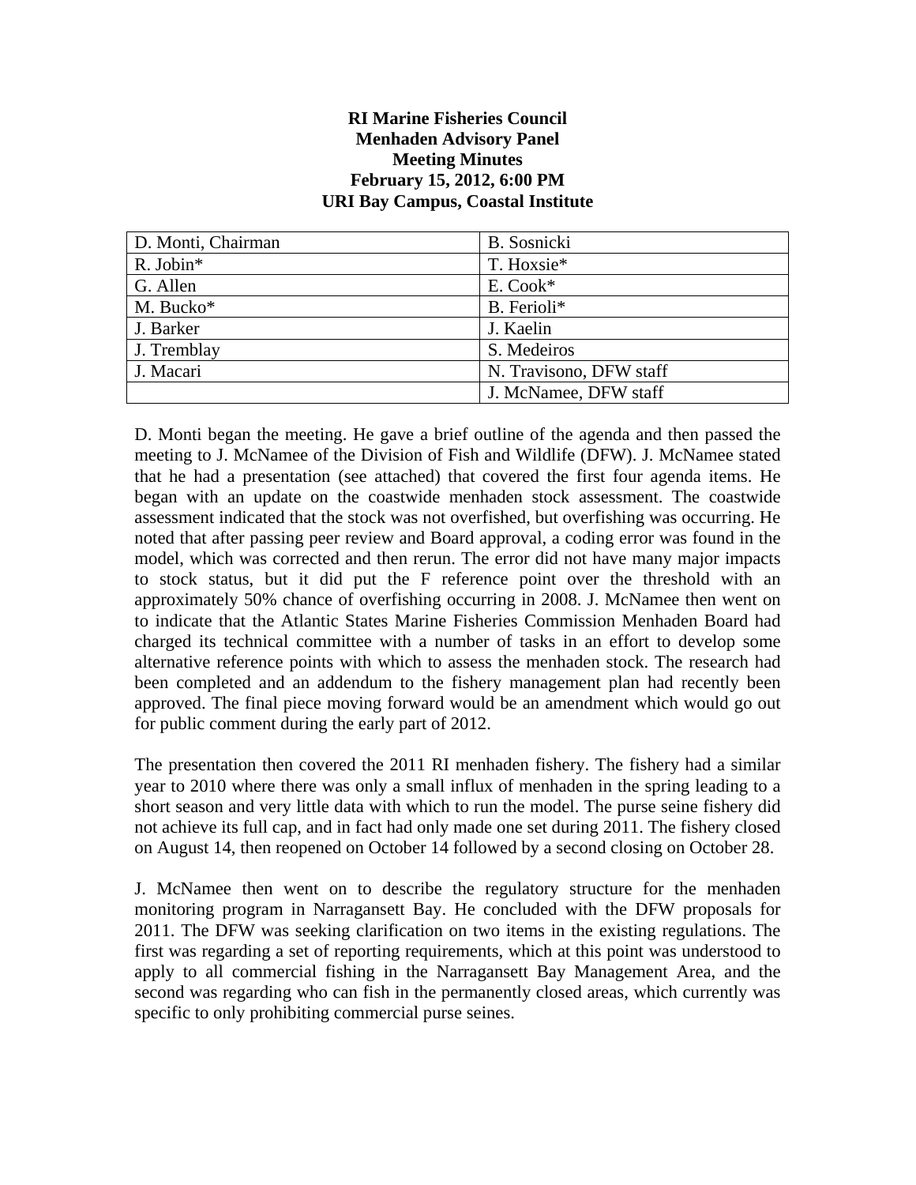**RI Marine Fisheries Council**
**Menhaden Advisory Panel**
**Meeting Minutes**
**February 15, 2012, 6:00 PM**
**URI Bay Campus, Coastal Institute**

| | |
|---|---|
| D. Monti, Chairman | B. Sosnicki |
| R. Jobin* | T. Hoxsie* |
| G. Allen | E. Cook* |
| M. Bucko* | B. Ferioli* |
| J. Barker | J. Kaelin |
| J. Tremblay | S. Medeiros |
| J. Macari | N. Travisono, DFW staff |
| | J. McNamee, DFW staff |

D. Monti began the meeting. He gave a brief outline of the agenda and then passed the meeting to J. McNamee of the Division of Fish and Wildlife (DFW). J. McNamee stated that he had a presentation (see attached) that covered the first four agenda items. He began with an update on the coastwide menhaden stock assessment. The coastwide assessment indicated that the stock was not overfished, but overfishing was occurring. He noted that after passing peer review and Board approval, a coding error was found in the model, which was corrected and then rerun. The error did not have many major impacts to stock status, but it did put the F reference point over the threshold with an approximately 50% chance of overfishing occurring in 2008. J. McNamee then went on to indicate that the Atlantic States Marine Fisheries Commission Menhaden Board had charged its technical committee with a number of tasks in an effort to develop some alternative reference points with which to assess the menhaden stock. The research had been completed and an addendum to the fishery management plan had recently been approved. The final piece moving forward would be an amendment which would go out for public comment during the early part of 2012.

The presentation then covered the 2011 RI menhaden fishery. The fishery had a similar year to 2010 where there was only a small influx of menhaden in the spring leading to a short season and very little data with which to run the model. The purse seine fishery did not achieve its full cap, and in fact had only made one set during 2011. The fishery closed on August 14, then reopened on October 14 followed by a second closing on October 28.

J. McNamee then went on to describe the regulatory structure for the menhaden monitoring program in Narragansett Bay. He concluded with the DFW proposals for 2011. The DFW was seeking clarification on two items in the existing regulations. The first was regarding a set of reporting requirements, which at this point was understood to apply to all commercial fishing in the Narragansett Bay Management Area, and the second was regarding who can fish in the permanently closed areas, which currently was specific to only prohibiting commercial purse seines.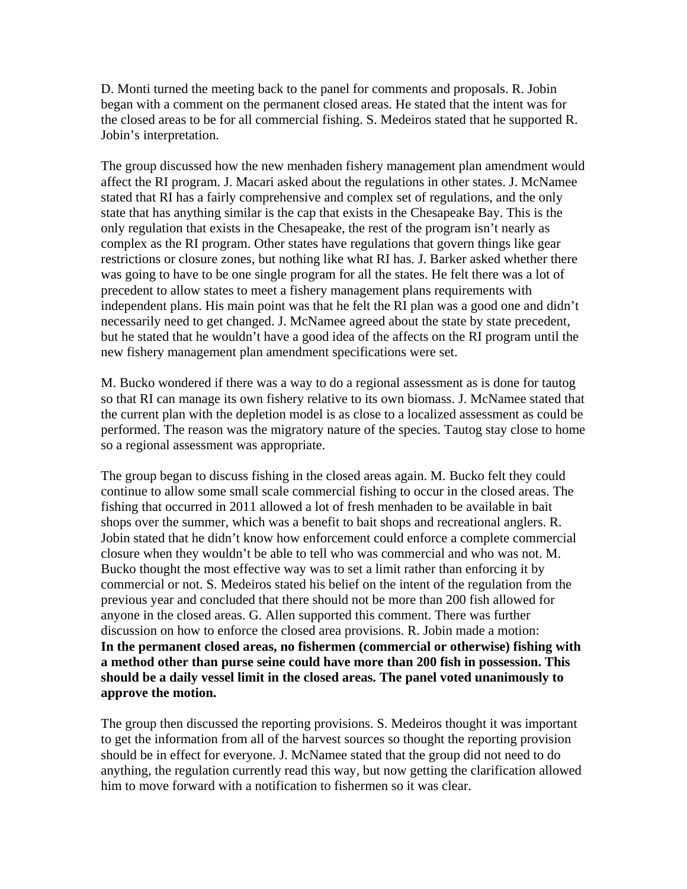D. Monti turned the meeting back to the panel for comments and proposals. R. Jobin began with a comment on the permanent closed areas. He stated that the intent was for the closed areas to be for all commercial fishing. S. Medeiros stated that he supported R. Jobin's interpretation.

The group discussed how the new menhaden fishery management plan amendment would affect the RI program. J. Macari asked about the regulations in other states. J. McNamee stated that RI has a fairly comprehensive and complex set of regulations, and the only state that has anything similar is the cap that exists in the Chesapeake Bay. This is the only regulation that exists in the Chesapeake, the rest of the program isn't nearly as complex as the RI program. Other states have regulations that govern things like gear restrictions or closure zones, but nothing like what RI has. J. Barker asked whether there was going to have to be one single program for all the states. He felt there was a lot of precedent to allow states to meet a fishery management plans requirements with independent plans. His main point was that he felt the RI plan was a good one and didn't necessarily need to get changed. J. McNamee agreed about the state by state precedent, but he stated that he wouldn't have a good idea of the affects on the RI program until the new fishery management plan amendment specifications were set.

M. Bucko wondered if there was a way to do a regional assessment as is done for tautog so that RI can manage its own fishery relative to its own biomass. J. McNamee stated that the current plan with the depletion model is as close to a localized assessment as could be performed. The reason was the migratory nature of the species. Tautog stay close to home so a regional assessment was appropriate.

The group began to discuss fishing in the closed areas again. M. Bucko felt they could continue to allow some small scale commercial fishing to occur in the closed areas. The fishing that occurred in 2011 allowed a lot of fresh menhaden to be available in bait shops over the summer, which was a benefit to bait shops and recreational anglers. R. Jobin stated that he didn't know how enforcement could enforce a complete commercial closure when they wouldn't be able to tell who was commercial and who was not. M. Bucko thought the most effective way was to set a limit rather than enforcing it by commercial or not. S. Medeiros stated his belief on the intent of the regulation from the previous year and concluded that there should not be more than 200 fish allowed for anyone in the closed areas. G. Allen supported this comment. There was further discussion on how to enforce the closed area provisions. R. Jobin made a motion: **In the permanent closed areas, no fishermen (commercial or otherwise) fishing with a method other than purse seine could have more than 200 fish in possession. This should be a daily vessel limit in the closed areas. The panel voted unanimously to approve the motion.**

The group then discussed the reporting provisions. S. Medeiros thought it was important to get the information from all of the harvest sources so thought the reporting provision should be in effect for everyone. J. McNamee stated that the group did not need to do anything, the regulation currently read this way, but now getting the clarification allowed him to move forward with a notification to fishermen so it was clear.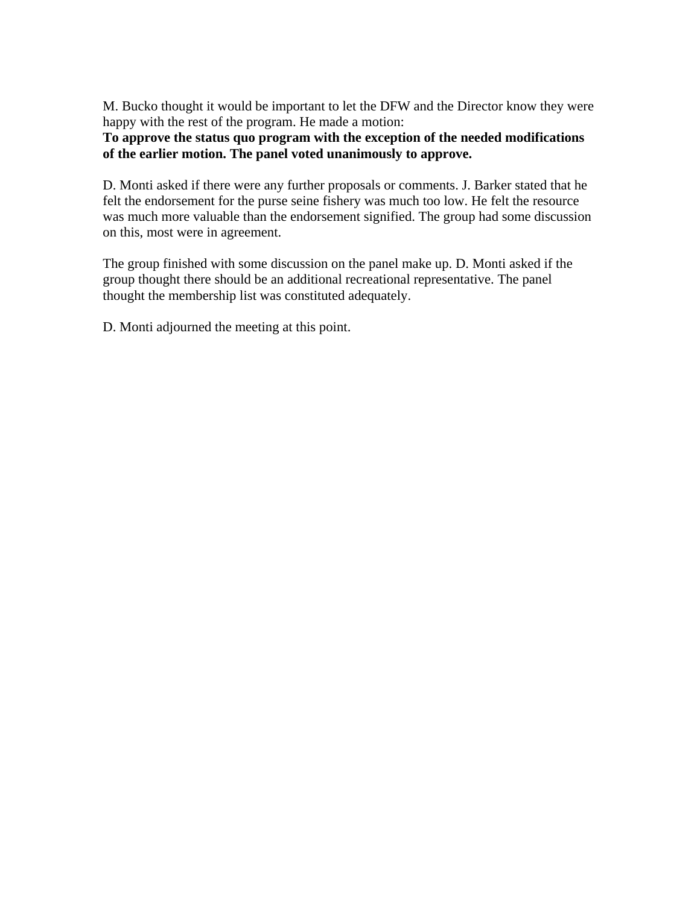M. Bucko thought it would be important to let the DFW and the Director know they were happy with the rest of the program. He made a motion:
**To approve the status quo program with the exception of the needed modifications of the earlier motion. The panel voted unanimously to approve.**

D. Monti asked if there were any further proposals or comments. J. Barker stated that he felt the endorsement for the purse seine fishery was much too low. He felt the resource was much more valuable than the endorsement signified. The group had some discussion on this, most were in agreement.

The group finished with some discussion on the panel make up. D. Monti asked if the group thought there should be an additional recreational representative. The panel thought the membership list was constituted adequately.

D. Monti adjourned the meeting at this point.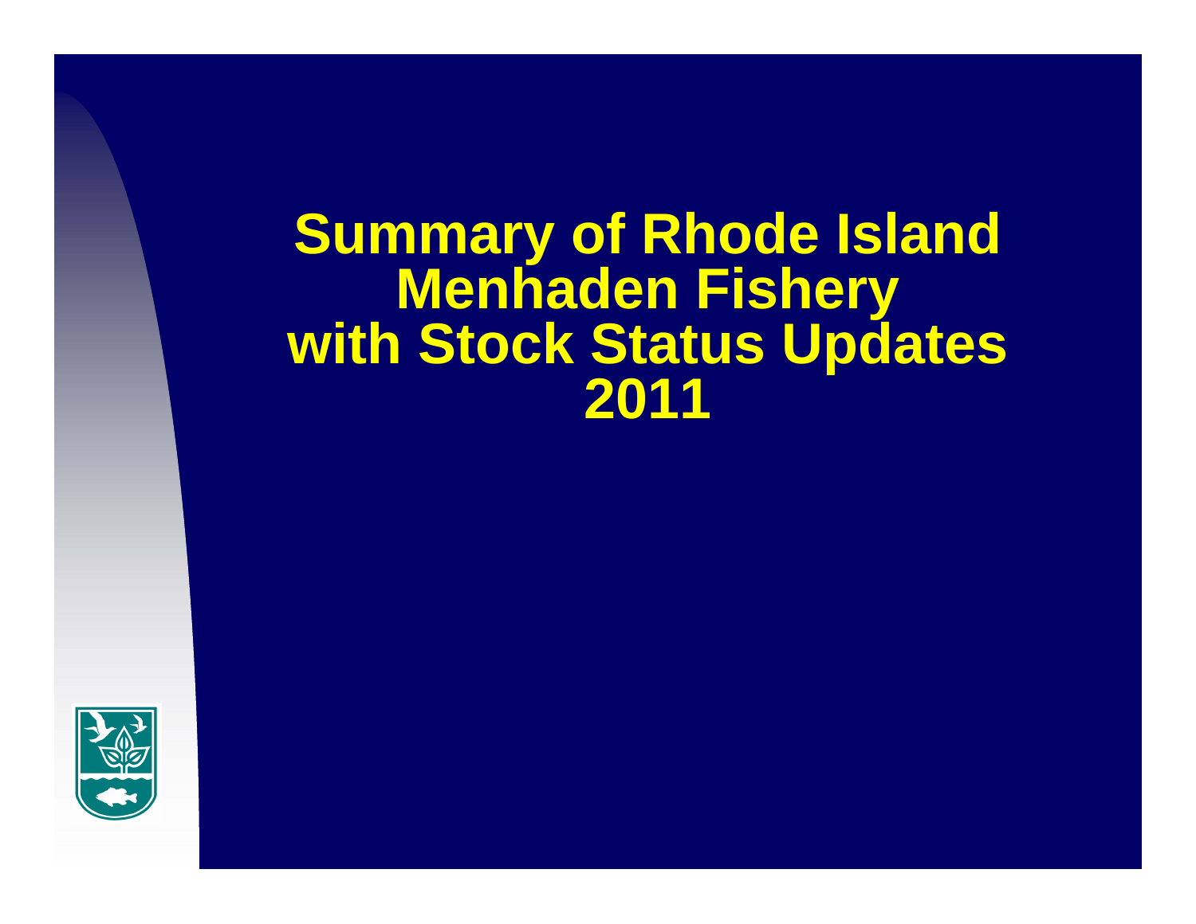# Summary of Rhode Island Menhaden Fishery with Stock Status Updates 2011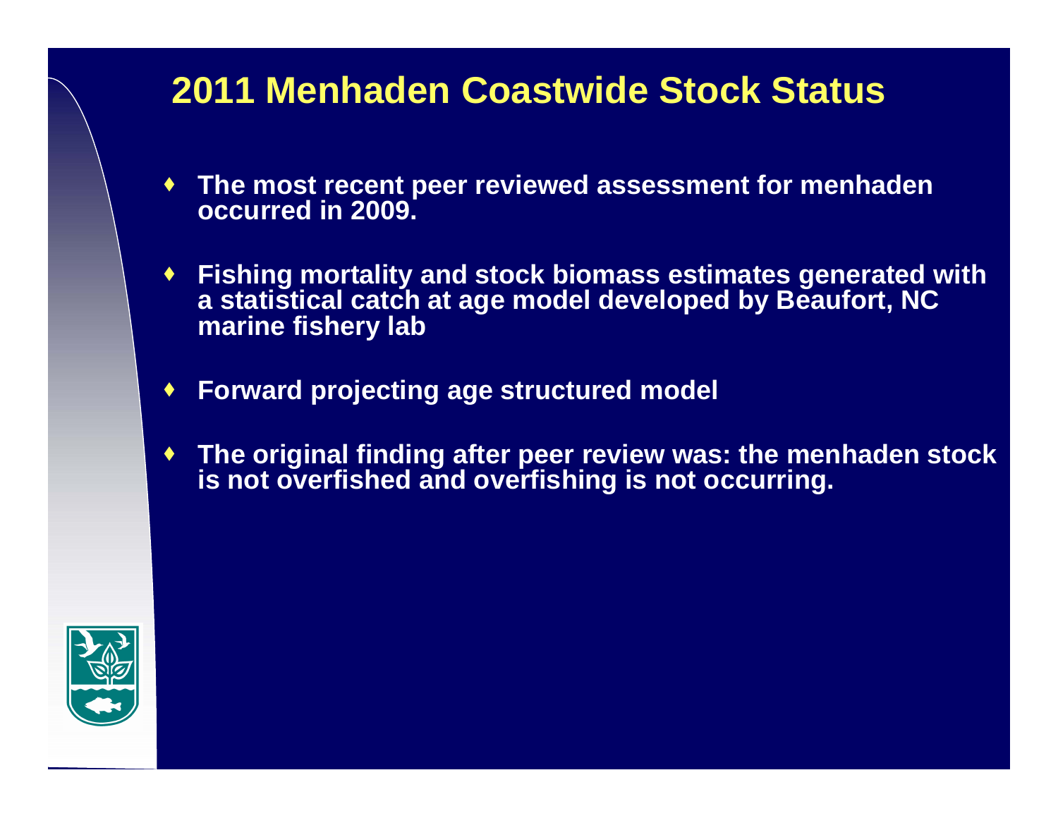# 2011 Menhaden Coastwide Stock Status

- The most recent peer reviewed assessment for menhaden occurred in 2009.
- Fishing mortality and stock biomass estimates generated with a statistical catch at age model developed by Beaufort, NC marine fishery lab
- Forward projecting age structured model
- The original finding after peer review was: the menhaden stock is not overfished and overfishing is not occurring.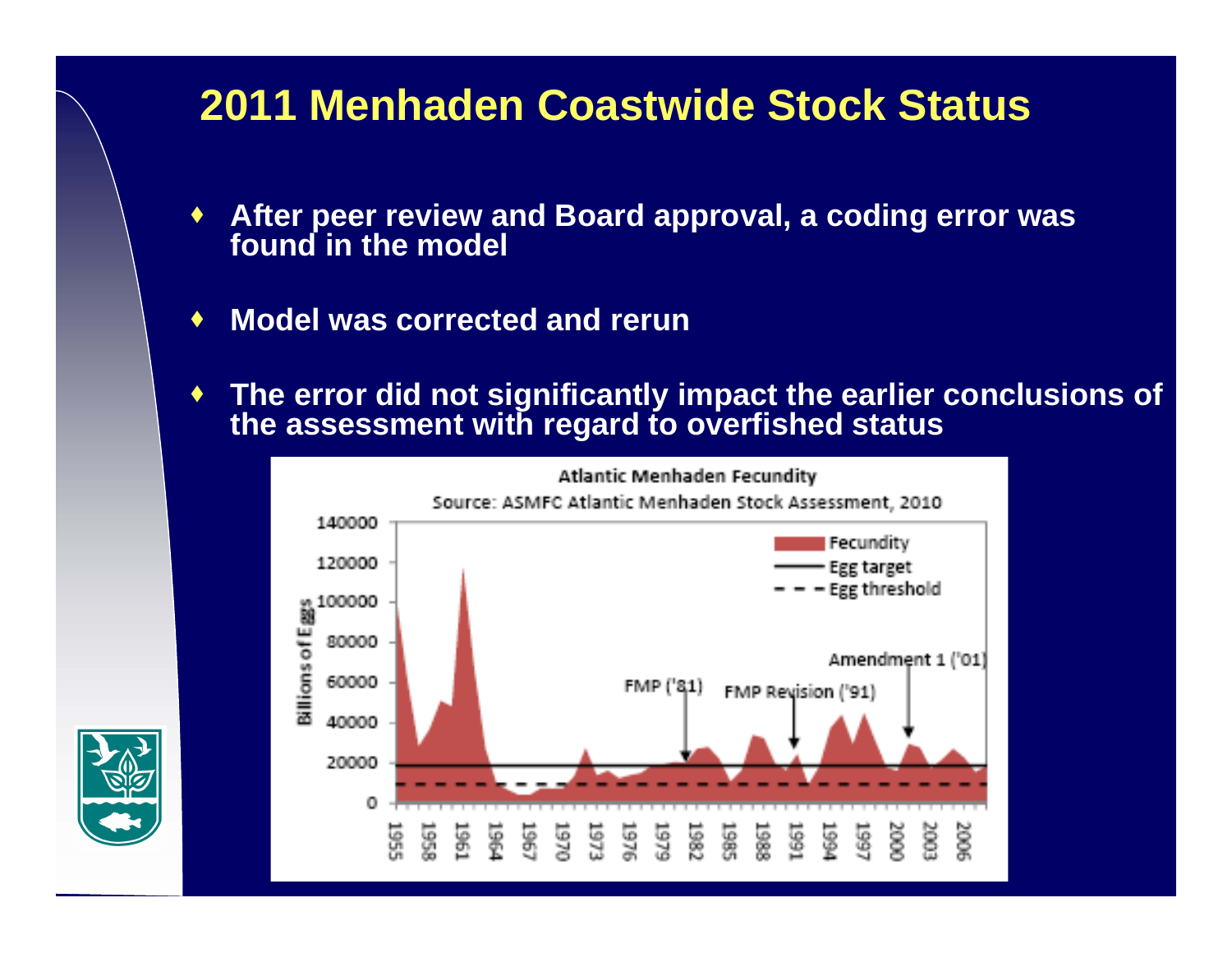# 2011 Menhaden Coastwide Stock Status

- **After peer review and Board approval, a coding error was found in the model**
- **Model was corrected and rerun**
- **The error did not significantly impact the earlier conclusions of the assessment with regard to overfished status**

Atlantic Menhaden Fecundity

Source: ASMFC Atlantic Menhaden Stock Assessment, 2010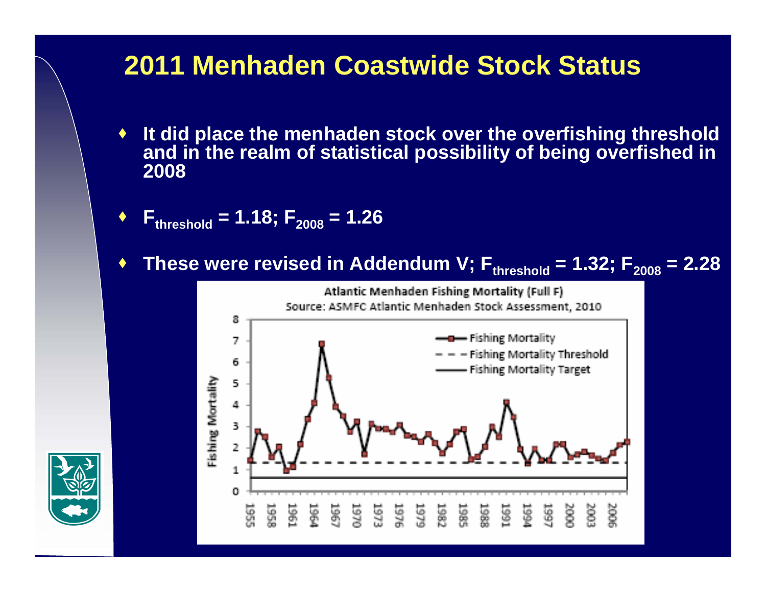# 2011 Menhaden Coastwide Stock Status

- It did place the menhaden stock over the overfishing threshold and in the realm of statistical possibility of being overfished in 2008
- $F_{threshold} = 1.18$; $F_{2008} = 1.26$
- These were revised in Addendum V; $F_{threshold} = 1.32$; $F_{2008} = 2.28$

Atlantic Menhaden Fishing Mortality (Full F)

Source: ASMFC Atlantic Menhaden Stock Assessment, 2010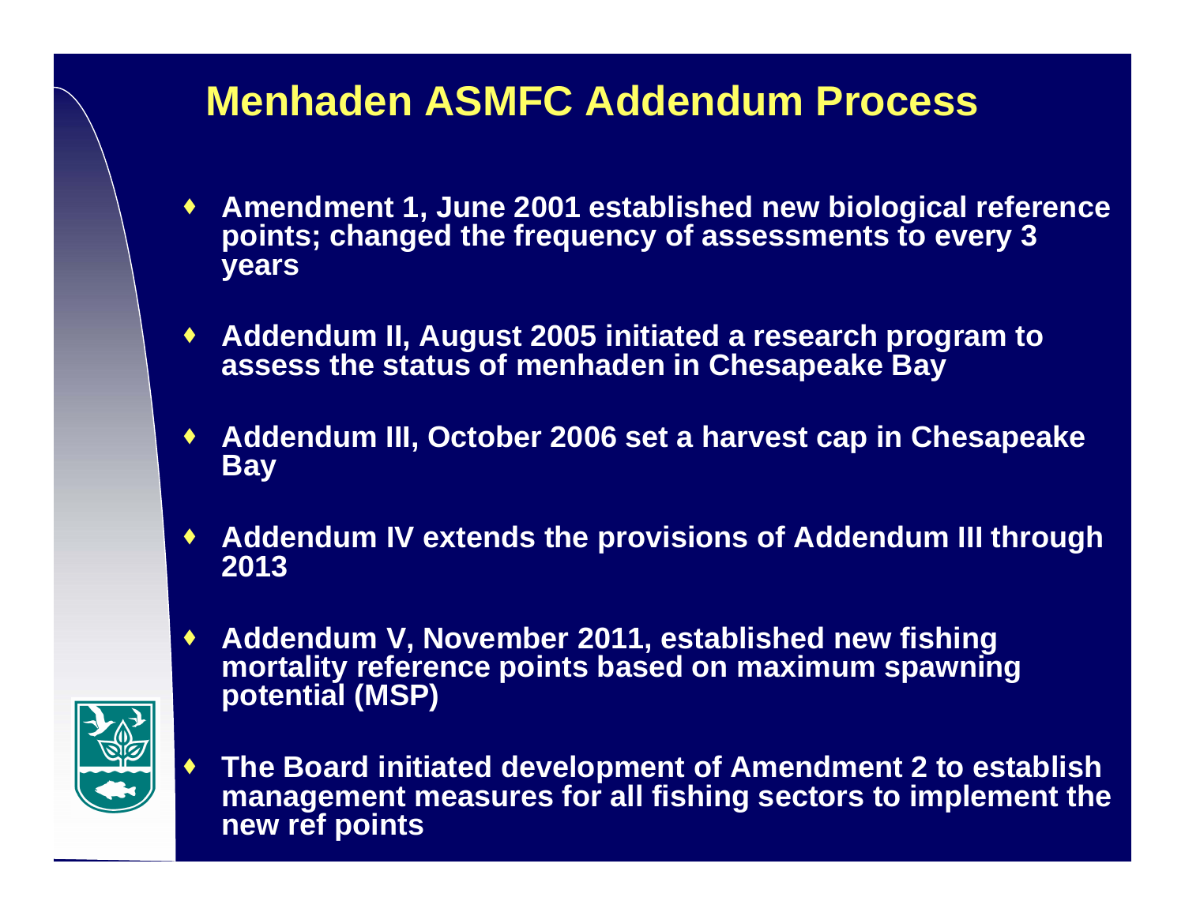# Menhaden ASMFC Addendum Process

- Amendment 1, June 2001 established new biological reference points; changed the frequency of assessments to every 3 years
- Addendum II, August 2005 initiated a research program to assess the status of menhaden in Chesapeake Bay
- Addendum III, October 2006 set a harvest cap in Chesapeake Bay
- Addendum IV extends the provisions of Addendum III through 2013
- Addendum V, November 2011, established new fishing mortality reference points based on maximum spawning potential (MSP)
- The Board initiated development of Amendment 2 to establish management measures for all fishing sectors to implement the new ref points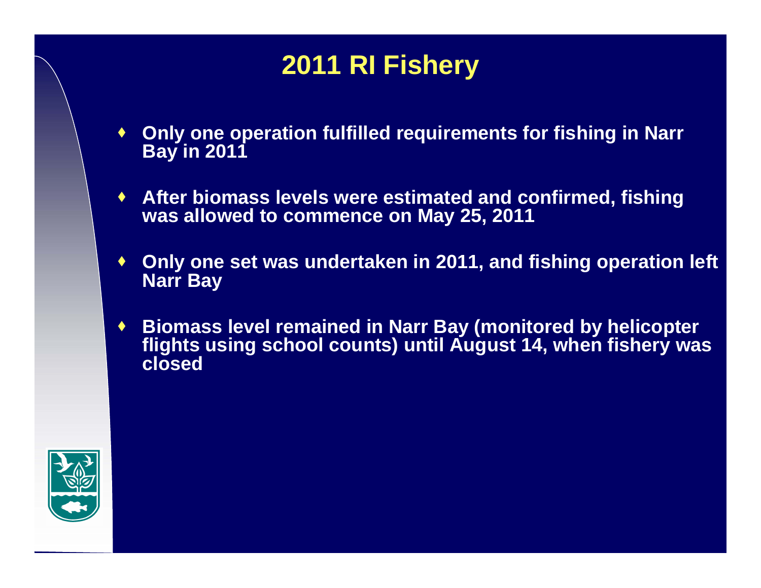# 2011 RI Fishery

- Only one operation fulfilled requirements for fishing in Narr Bay in 2011
- After biomass levels were estimated and confirmed, fishing was allowed to commence on May 25, 2011
- Only one set was undertaken in 2011, and fishing operation left Narr Bay
- Biomass level remained in Narr Bay (monitored by helicopter flights using school counts) until August 14, when fishery was closed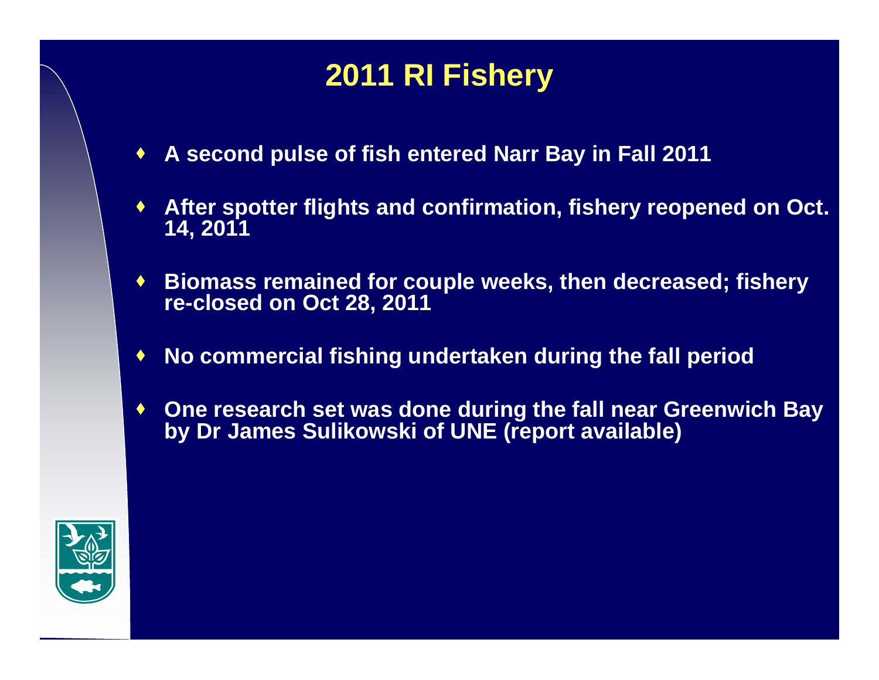# 2011 RI Fishery

- A second pulse of fish entered Narr Bay in Fall 2011
- After spotter flights and confirmation, fishery reopened on Oct. 14, 2011
- Biomass remained for couple weeks, then decreased; fishery re-closed on Oct 28, 2011
- No commercial fishing undertaken during the fall period
- One research set was done during the fall near Greenwich Bay by Dr James Sulikowski of UNE (report available)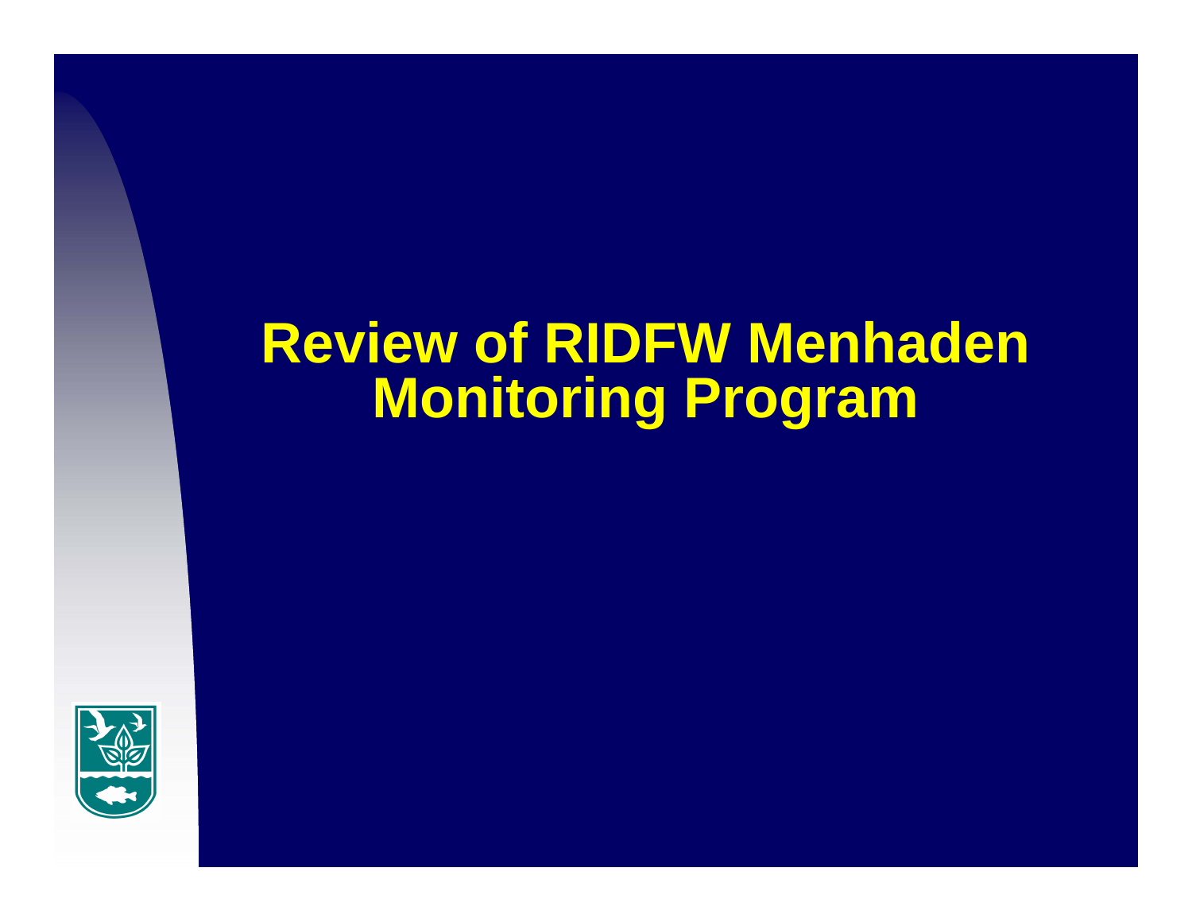# Review of RIDFW Menhaden Monitoring Program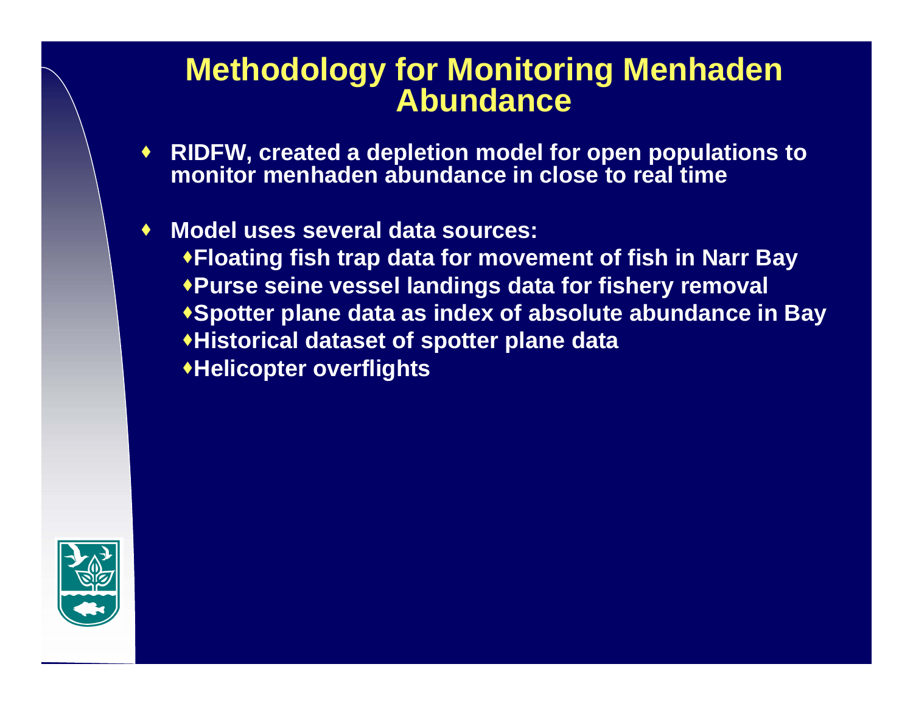# Methodology for Monitoring Menhaden Abundance

- RIDFW, created a depletion model for open populations to monitor menhaden abundance in close to real time
- Model uses several data sources:
  - Floating fish trap data for movement of fish in Narr Bay
  - Purse seine vessel landings data for fishery removal
  - Spotter plane data as index of absolute abundance in Bay
  - Historical dataset of spotter plane data
  - Helicopter overflights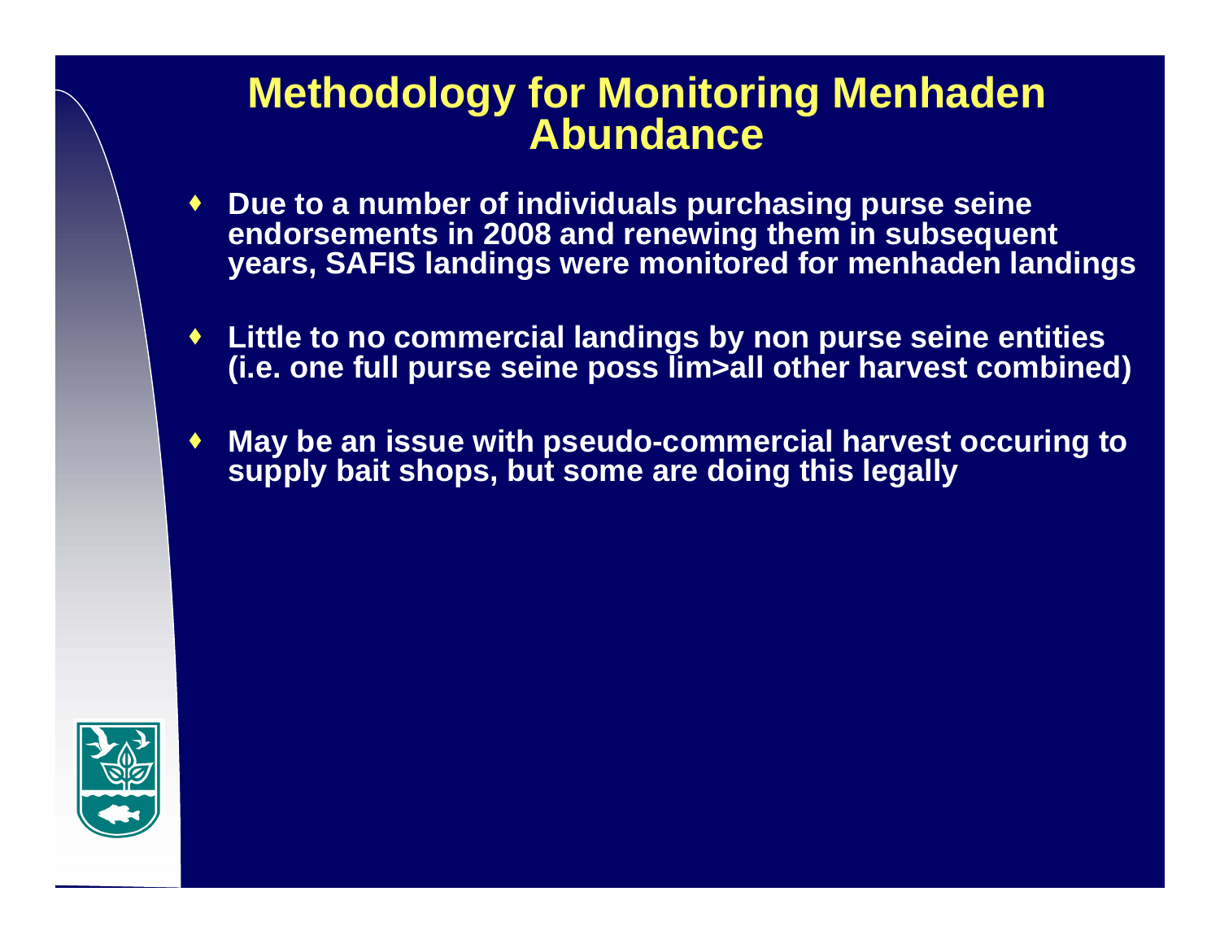# Methodology for Monitoring Menhaden Abundance

- Due to a number of individuals purchasing purse seine endorsements in 2008 and renewing them in subsequent years, SAFIS landings were monitored for menhaden landings
- Little to no commercial landings by non purse seine entities (i.e. one full purse seine poss lim>all other harvest combined)
- May be an issue with pseudo-commercial harvest occuring to supply bait shops, but some are doing this legally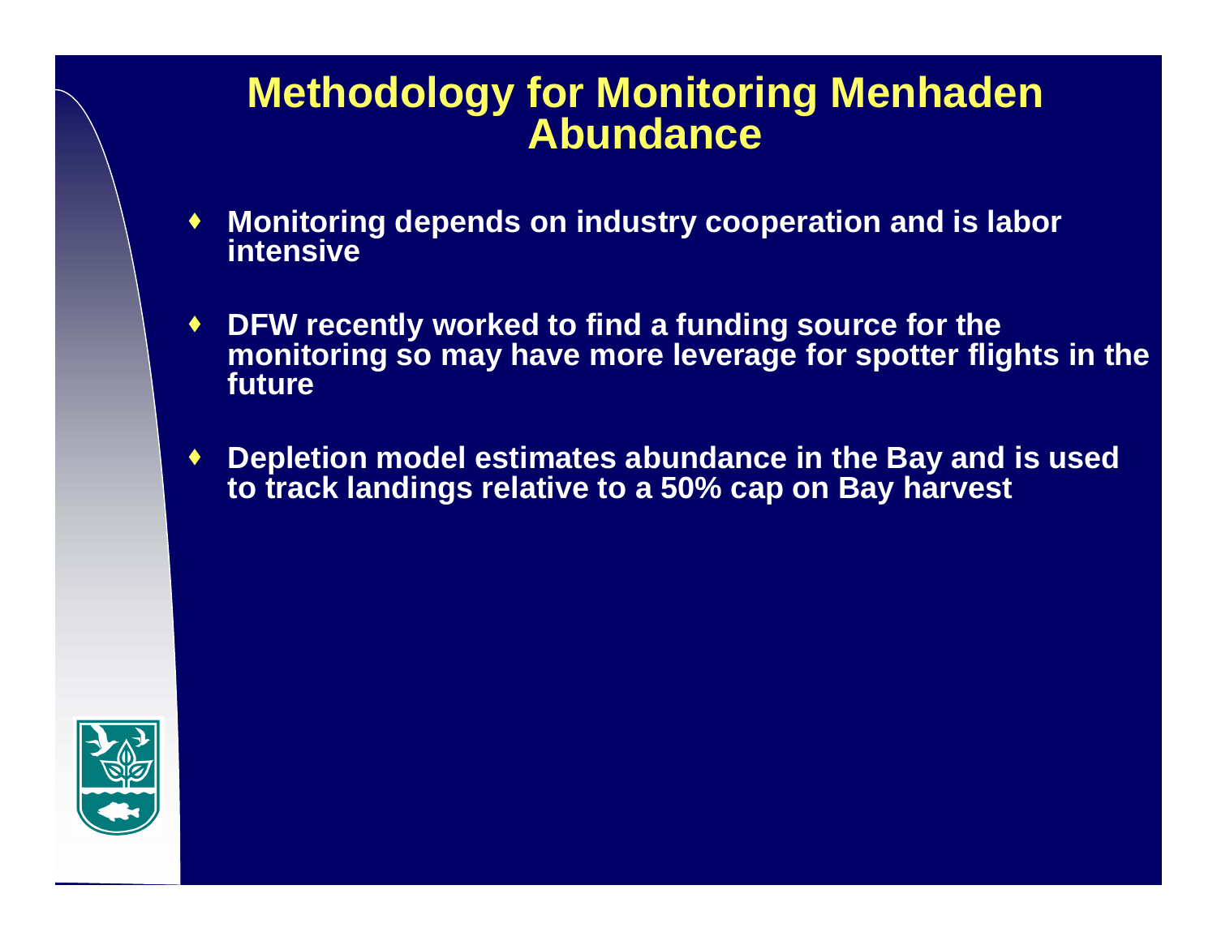# Methodology for Monitoring Menhaden Abundance

- Monitoring depends on industry cooperation and is labor intensive
- DFW recently worked to find a funding source for the monitoring so may have more leverage for spotter flights in the future
- Depletion model estimates abundance in the Bay and is used to track landings relative to a 50% cap on Bay harvest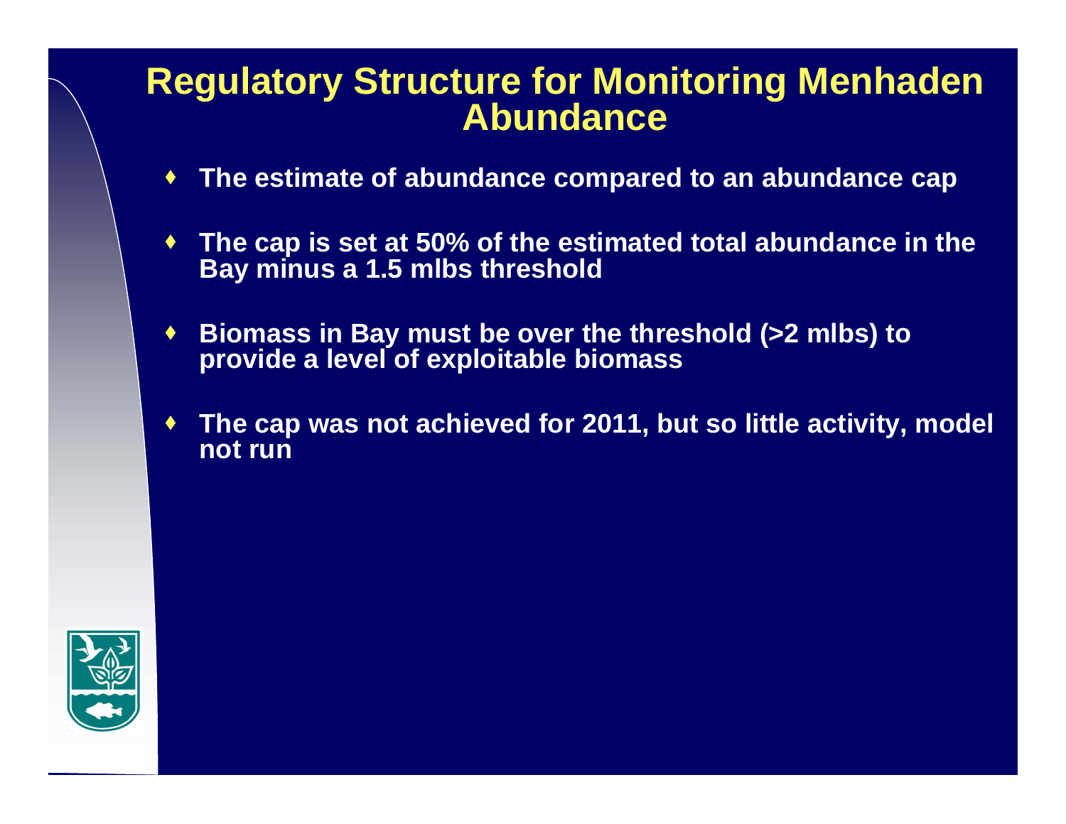# Regulatory Structure for Monitoring Menhaden Abundance

- The estimate of abundance compared to an abundance cap
- The cap is set at 50% of the estimated total abundance in the Bay minus a 1.5 mlbs threshold
- Biomass in Bay must be over the threshold (>2 mlbs) to provide a level of exploitable biomass
- The cap was not achieved for 2011, but so little activity, model not run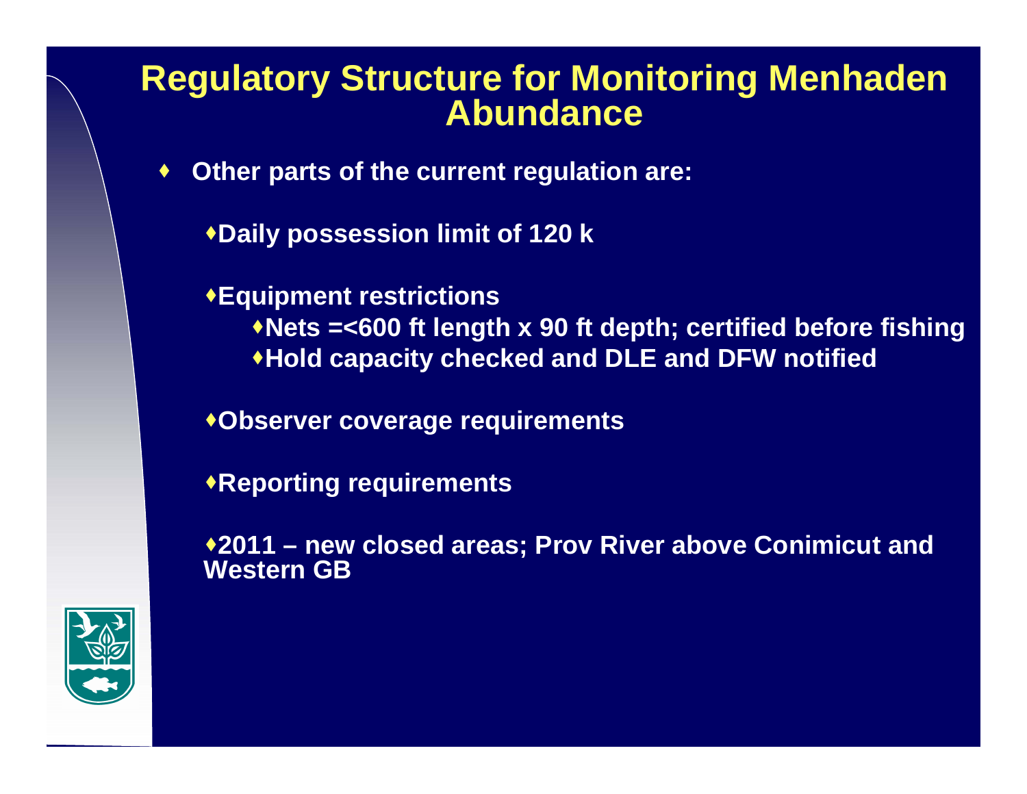# Regulatory Structure for Monitoring Menhaden Abundance

- Other parts of the current regulation are:
  - Daily possession limit of 120 k
  - Equipment restrictions
    - Nets =<600 ft length x 90 ft depth; certified before fishing
    - Hold capacity checked and DLE and DFW notified
  - Observer coverage requirements
  - Reporting requirements
  - 2011 – new closed areas; Prov River above Conimicut and Western GB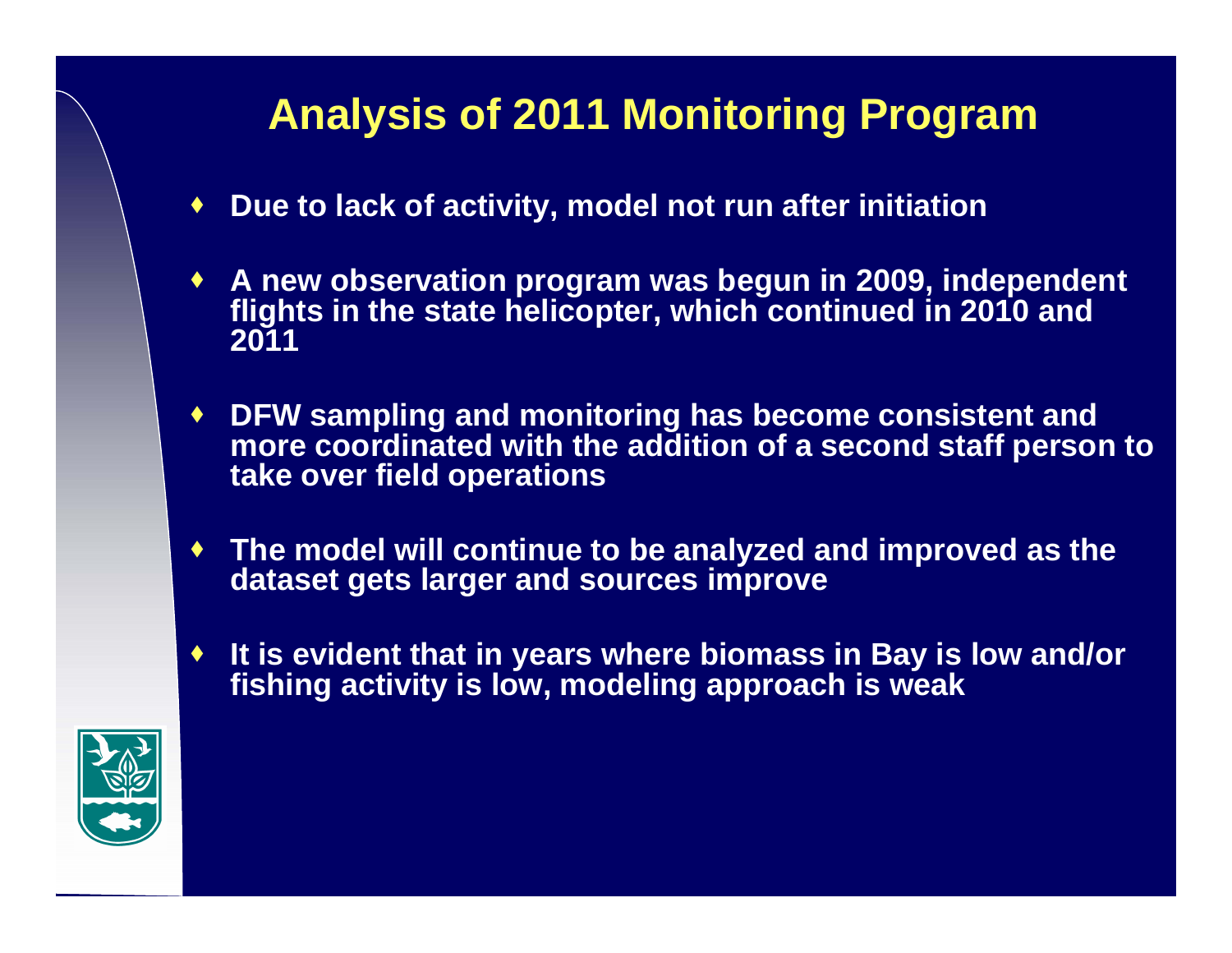# Analysis of 2011 Monitoring Program

- Due to lack of activity, model not run after initiation
- A new observation program was begun in 2009, independent flights in the state helicopter, which continued in 2010 and 2011
- DFW sampling and monitoring has become consistent and more coordinated with the addition of a second staff person to take over field operations
- The model will continue to be analyzed and improved as the dataset gets larger and sources improve
- It is evident that in years where biomass in Bay is low and/or fishing activity is low, modeling approach is weak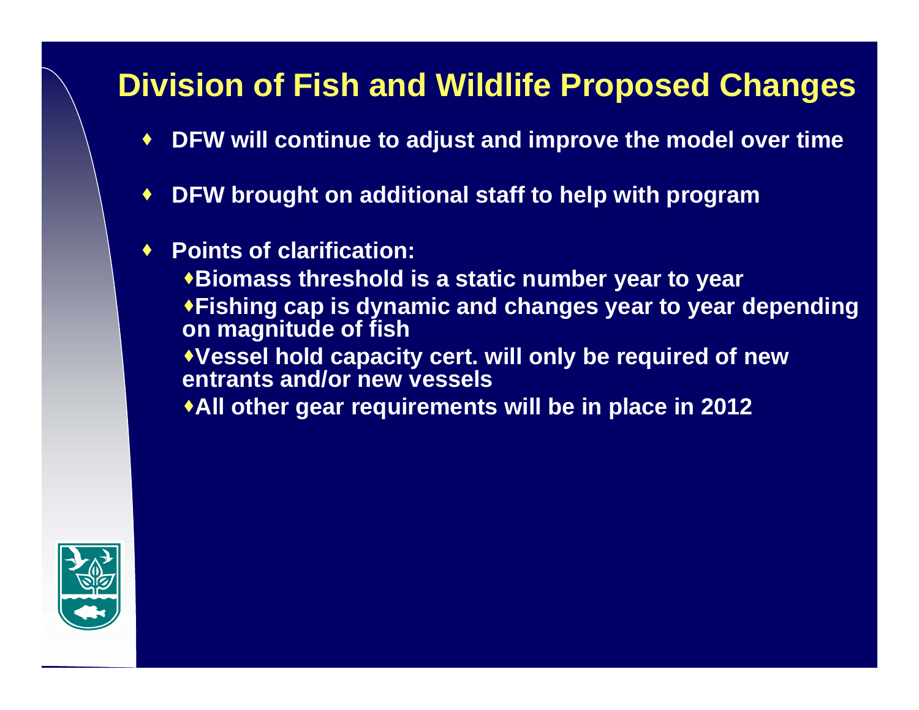# Division of Fish and Wildlife Proposed Changes

- DFW will continue to adjust and improve the model over time
- DFW brought on additional staff to help with program
- Points of clarification:
  - Biomass threshold is a static number year to year
  - Fishing cap is dynamic and changes year to year depending on magnitude of fish
  - Vessel hold capacity cert. will only be required of new entrants and/or new vessels
  - All other gear requirements will be in place in 2012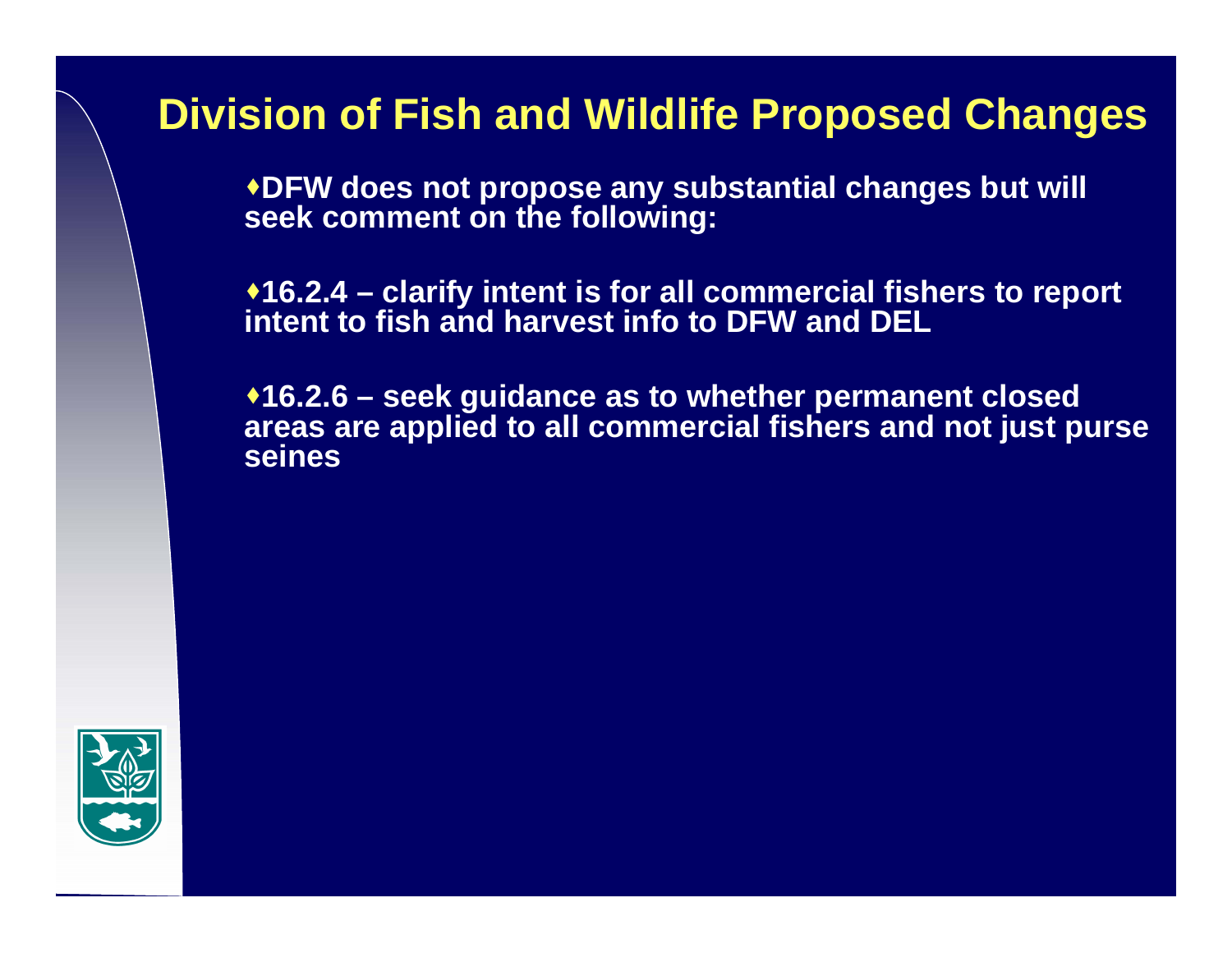# Division of Fish and Wildlife Proposed Changes

- DFW does not propose any substantial changes but will seek comment on the following:

- 16.2.4 – clarify intent is for all commercial fishers to report intent to fish and harvest info to DFW and DEL

- 16.2.6 – seek guidance as to whether permanent closed areas are applied to all commercial fishers and not just purse seines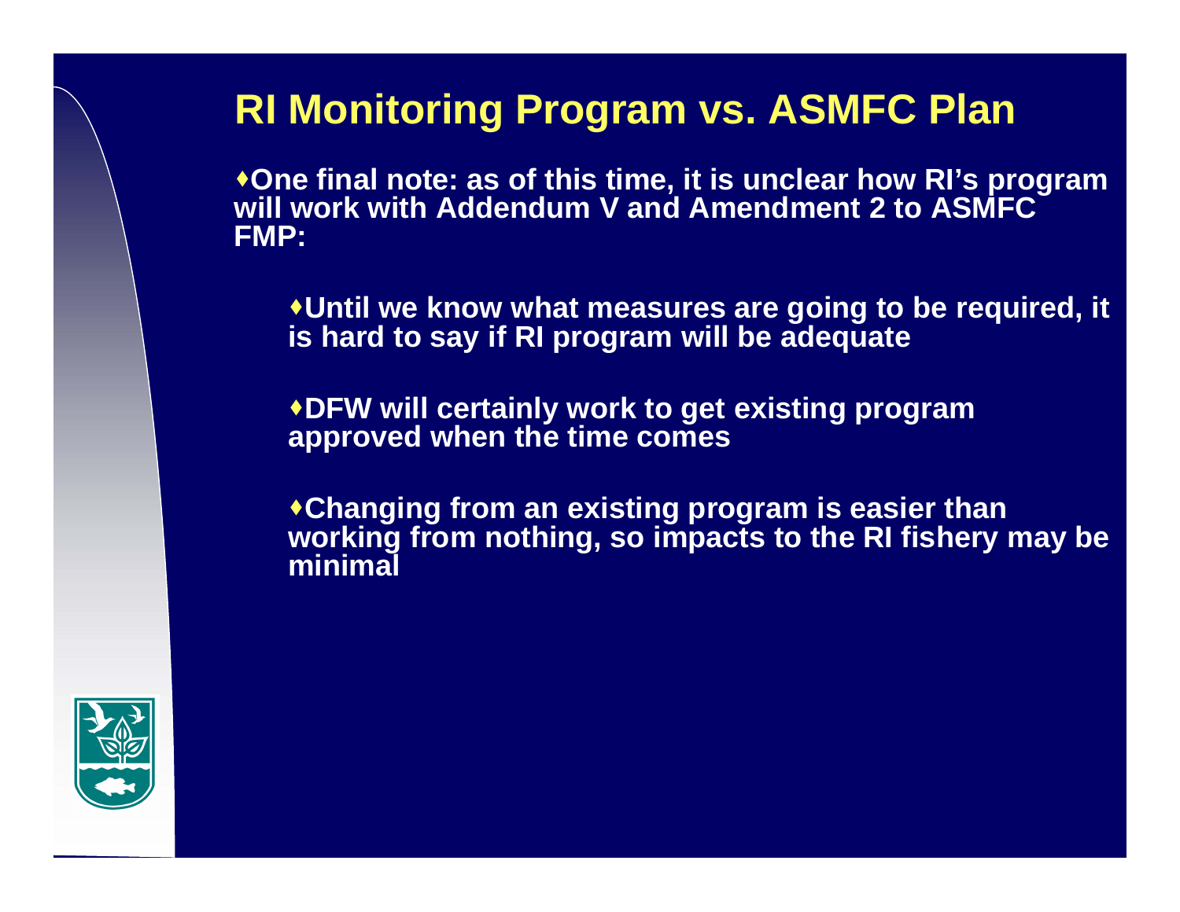# RI Monitoring Program vs. ASMFC Plan

- **One final note: as of this time, it is unclear how RI's program will work with Addendum V and Amendment 2 to ASMFC FMP:**
  - **Until we know what measures are going to be required, it is hard to say if RI program will be adequate**
  - **DFW will certainly work to get existing program approved when the time comes**
  - **Changing from an existing program is easier than working from nothing, so impacts to the RI fishery may be minimal**